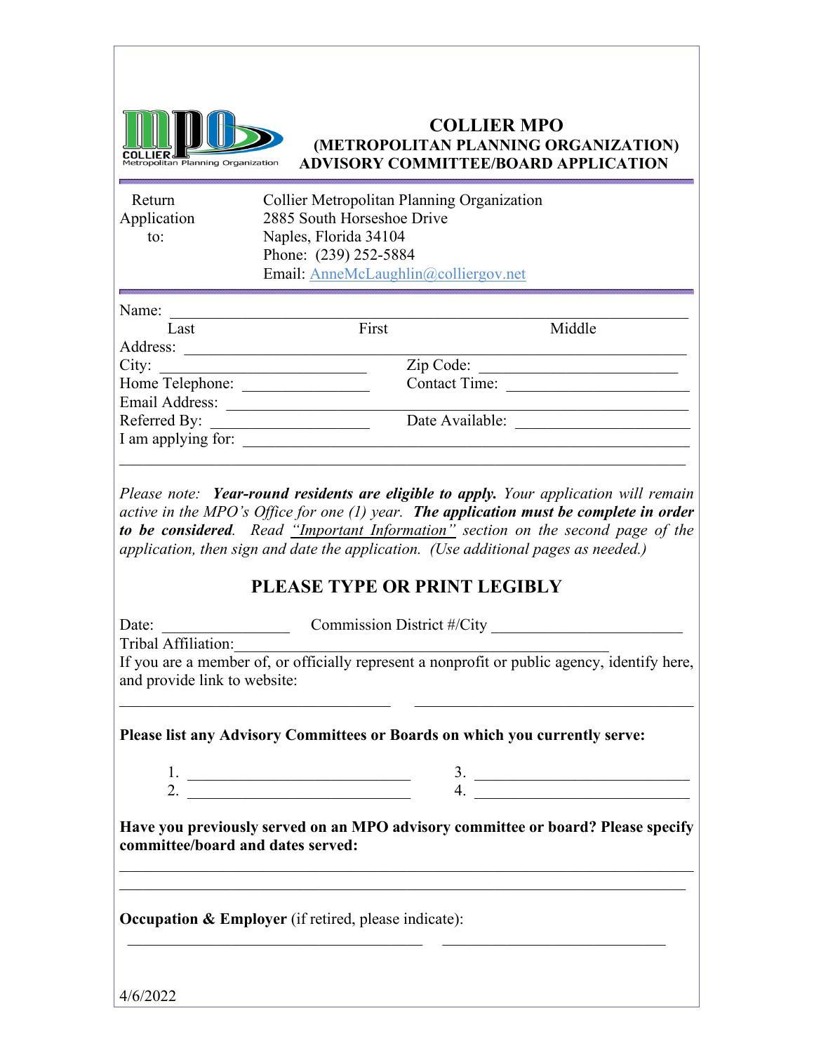# COLLIER MPO
## (METROPOLITAN PLANNING ORGANIZATION)
## ADVISORY COMMITTEE/BOARD APPLICATION

Return Application to:

Collier Metropolitan Planning Organization
2885 South Horseshoe Drive
Naples, Florida 34104
Phone: (239) 252-5884
Email: AnneMcLaughlin@colliergov.net

Name: ______________________________________________
Last First Middle

Address: ______________________________________________

City: ______________________ Zip Code: ______________________

Home Telephone: ______________ Contact Time: ______________________

Email Address: ______________________________________________

Referred By: ________________ Date Available: ____________________

I am applying for: ______________________________________________

______________________________________________________________

*Please note:* ***Year-round residents are eligible to apply.*** *Your application will remain active in the MPO's Office for one (1) year.* ***The application must be complete in order to be considered****. Read "Important Information" section on the second page of the application, then sign and date the application. (Use additional pages as needed.)*

## PLEASE TYPE OR PRINT LEGIBLY

Date: ______________ Commission District #/City ______________________

Tribal Affiliation: ______________________________________________

If you are a member of, or officially represent a nonprofit or public agency, identify here, and provide link to website:

______________________________ ______________________________

**Please list any Advisory Committees or Boards on which you currently serve:**

1. ________________________ 3. ________________________
2. ________________________ 4. ________________________

**Have you previously served on an MPO advisory committee or board? Please specify committee/board and dates served:**

______________________________________________________________

______________________________________________________________

**Occupation & Employer** (if retired, please indicate):

______________________________ ______________________________

4/6/2022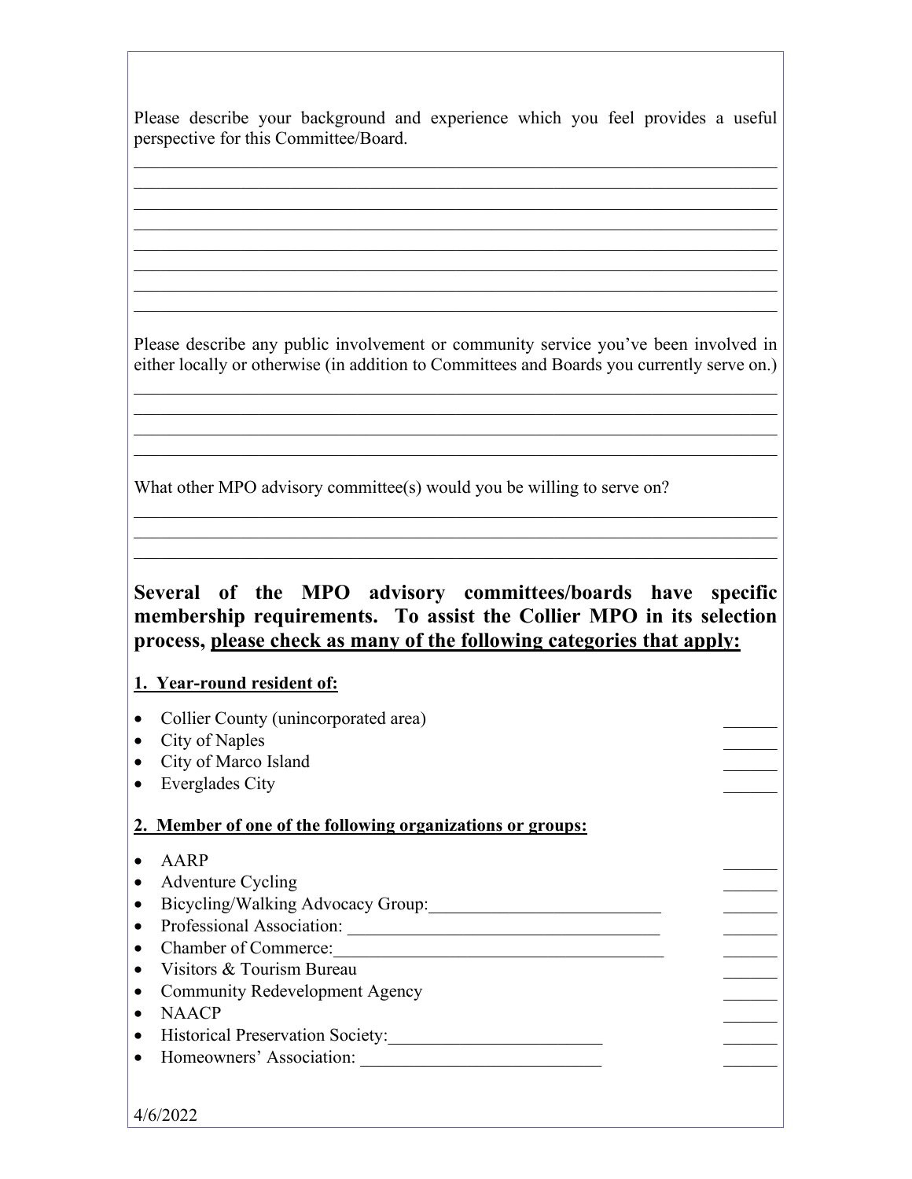Please describe your background and experience which you feel provides a useful perspective for this Committee/Board.

________________________________________________________________________
________________________________________________________________________
________________________________________________________________________
________________________________________________________________________
________________________________________________________________________
________________________________________________________________________
________________________________________________________________________
________________________________________________________________________

Please describe any public involvement or community service you've been involved in either locally or otherwise (in addition to Committees and Boards you currently serve on.)

________________________________________________________________________
________________________________________________________________________
________________________________________________________________________
________________________________________________________________________

What other MPO advisory committee(s) would you be willing to serve on?

________________________________________________________________________
________________________________________________________________________
________________________________________________________________________

## Several of the MPO advisory committees/boards have specific membership requirements. To assist the Collier MPO in its selection process, please check as many of the following categories that apply:

**1. Year-round resident of:**

- Collier County (unincorporated area) ______
- City of Naples ______
- City of Marco Island ______
- Everglades City ______

**2. Member of one of the following organizations or groups:**

- AARP ______
- Adventure Cycling ______
- Bicycling/Walking Advocacy Group:__________________________ ______
- Professional Association: ____________________________________ ______
- Chamber of Commerce:_____________________________________ ______
- Visitors & Tourism Bureau ______
- Community Redevelopment Agency ______
- NAACP ______
- Historical Preservation Society:________________________ ______
- Homeowners' Association: ___________________________ ______

4/6/2022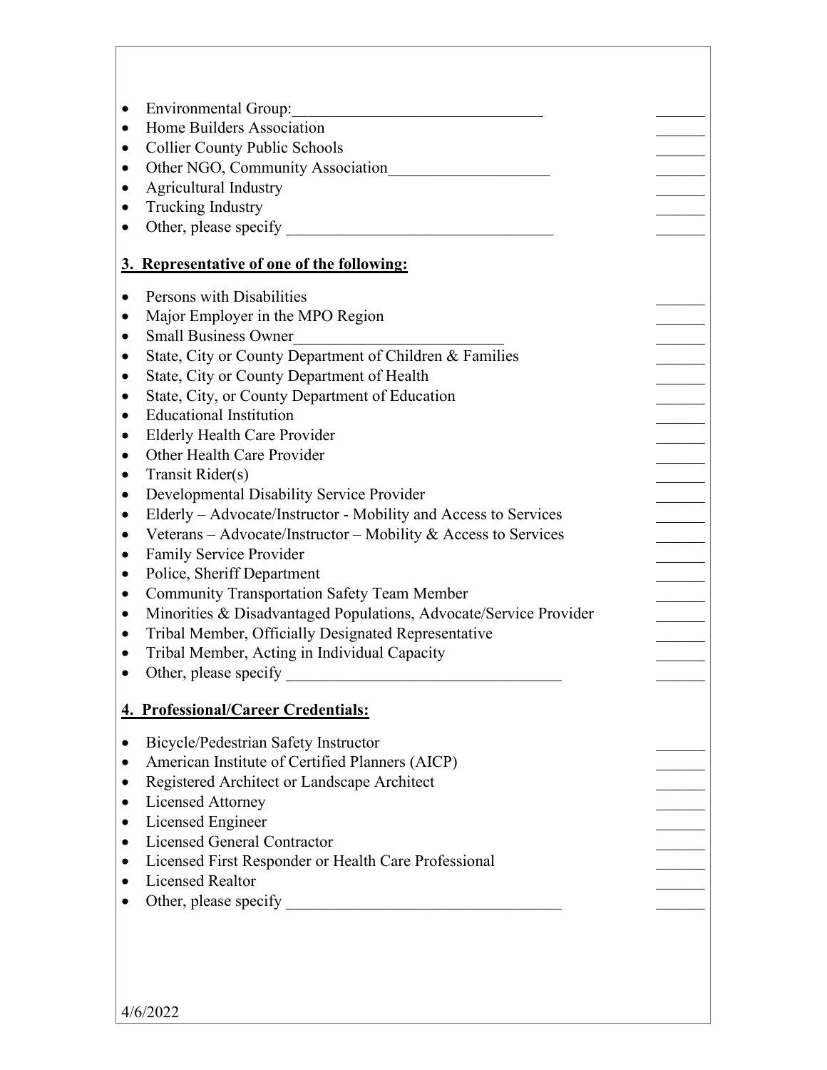- Environmental Group:_______________________________ ______
- Home Builders Association ______
- Collier County Public Schools ______
- Other NGO, Community Association____________________ ______
- Agricultural Industry ______
- Trucking Industry ______
- Other, please specify _________________________________ ______

**3. Representative of one of the following:**

- Persons with Disabilities ______
- Major Employer in the MPO Region ______
- Small Business Owner__________________________ ______
- State, City or County Department of Children & Families ______
- State, City or County Department of Health ______
- State, City, or County Department of Education ______
- Educational Institution ______
- Elderly Health Care Provider ______
- Other Health Care Provider ______
- Transit Rider(s) ______
- Developmental Disability Service Provider ______
- Elderly – Advocate/Instructor - Mobility and Access to Services ______
- Veterans – Advocate/Instructor – Mobility & Access to Services ______
- Family Service Provider ______
- Police, Sheriff Department ______
- Community Transportation Safety Team Member ______
- Minorities & Disadvantaged Populations, Advocate/Service Provider ______
- Tribal Member, Officially Designated Representative ______
- Tribal Member, Acting in Individual Capacity ______
- Other, please specify __________________________________ ______

**4. Professional/Career Credentials:**

- Bicycle/Pedestrian Safety Instructor ______
- American Institute of Certified Planners (AICP) ______
- Registered Architect or Landscape Architect ______
- Licensed Attorney ______
- Licensed Engineer ______
- Licensed General Contractor ______
- Licensed First Responder or Health Care Professional ______
- Licensed Realtor ______
- Other, please specify __________________________________ ______

4/6/2022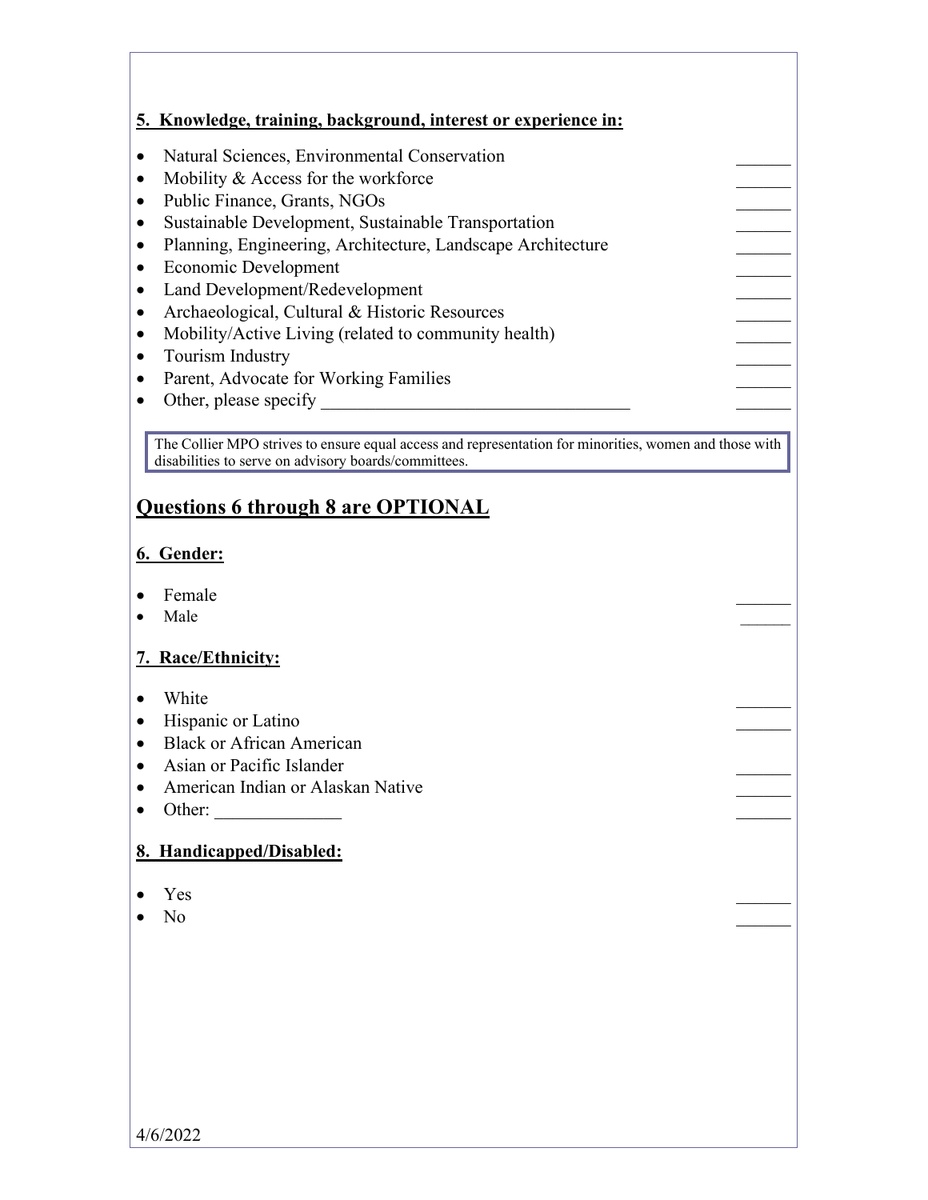**5. Knowledge, training, background, interest or experience in:**

- Natural Sciences, Environmental Conservation ______
- Mobility & Access for the workforce ______
- Public Finance, Grants, NGOs ______
- Sustainable Development, Sustainable Transportation ______
- Planning, Engineering, Architecture, Landscape Architecture ______
- Economic Development ______
- Land Development/Redevelopment ______
- Archaeological, Cultural & Historic Resources ______
- Mobility/Active Living (related to community health) ______
- Tourism Industry ______
- Parent, Advocate for Working Families ______
- Other, please specify __________________________________ ______

> The Collier MPO strives to ensure equal access and representation for minorities, women and those with disabilities to serve on advisory boards/committees.

## Questions 6 through 8 are OPTIONAL

**6. Gender:**

- Female ______
- Male ______

**7. Race/Ethnicity:**

- White ______
- Hispanic or Latino ______
- Black or African American
- Asian or Pacific Islander ______
- American Indian or Alaskan Native ______
- Other: ______________ ______

**8. Handicapped/Disabled:**

- Yes ______
- No ______

4/6/2022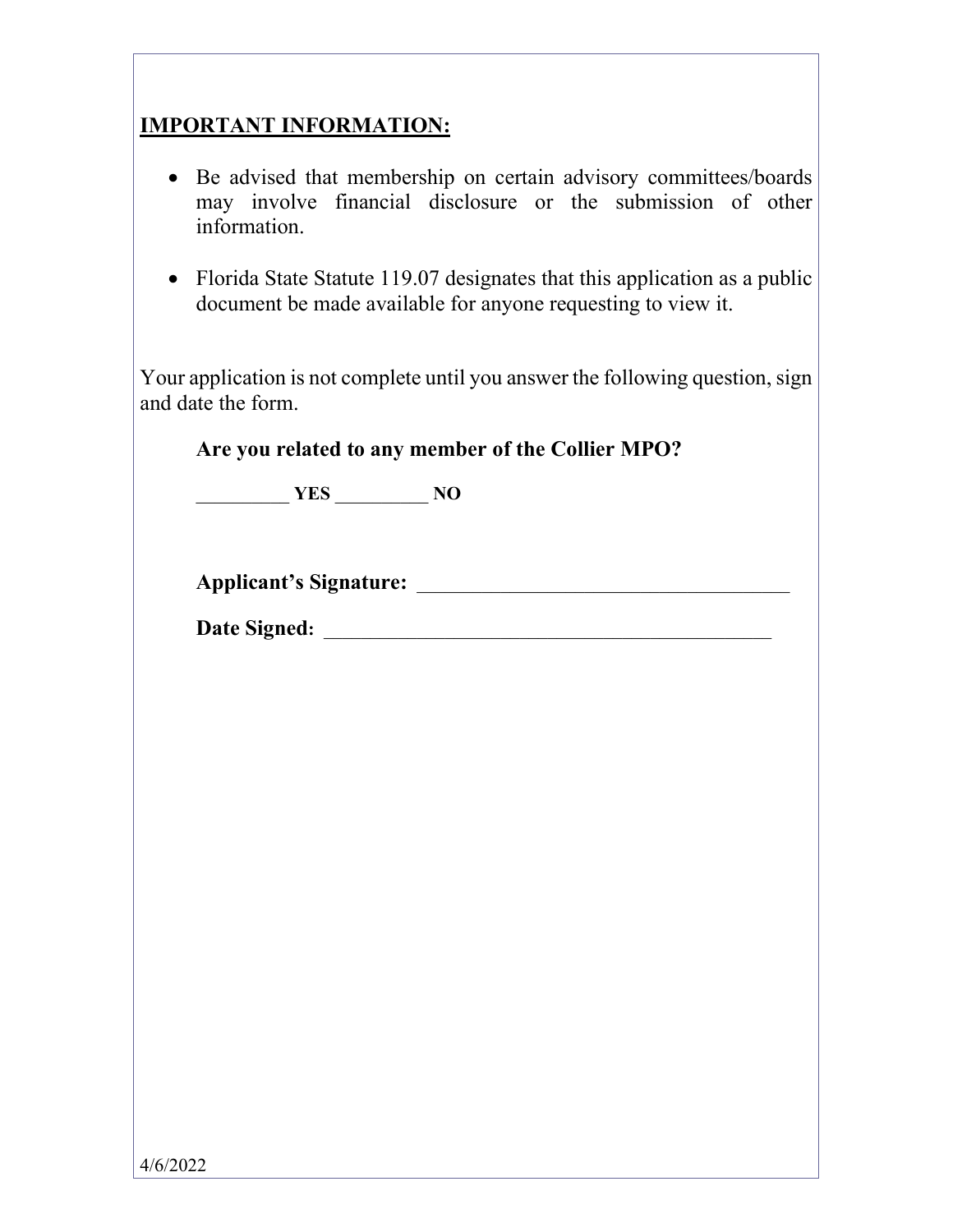**<u>IMPORTANT INFORMATION:</u>**

- Be advised that membership on certain advisory committees/boards may involve financial disclosure or the submission of other information.

- Florida State Statute 119.07 designates that this application as a public document be made available for anyone requesting to view it.

Your application is not complete until you answer the following question, sign and date the form.

**Are you related to any member of the Collier MPO?**

__________ **YES** __________ **NO**

**Applicant's Signature:** ____________________________________

**Date Signed:** ____________________________________________

4/6/2022